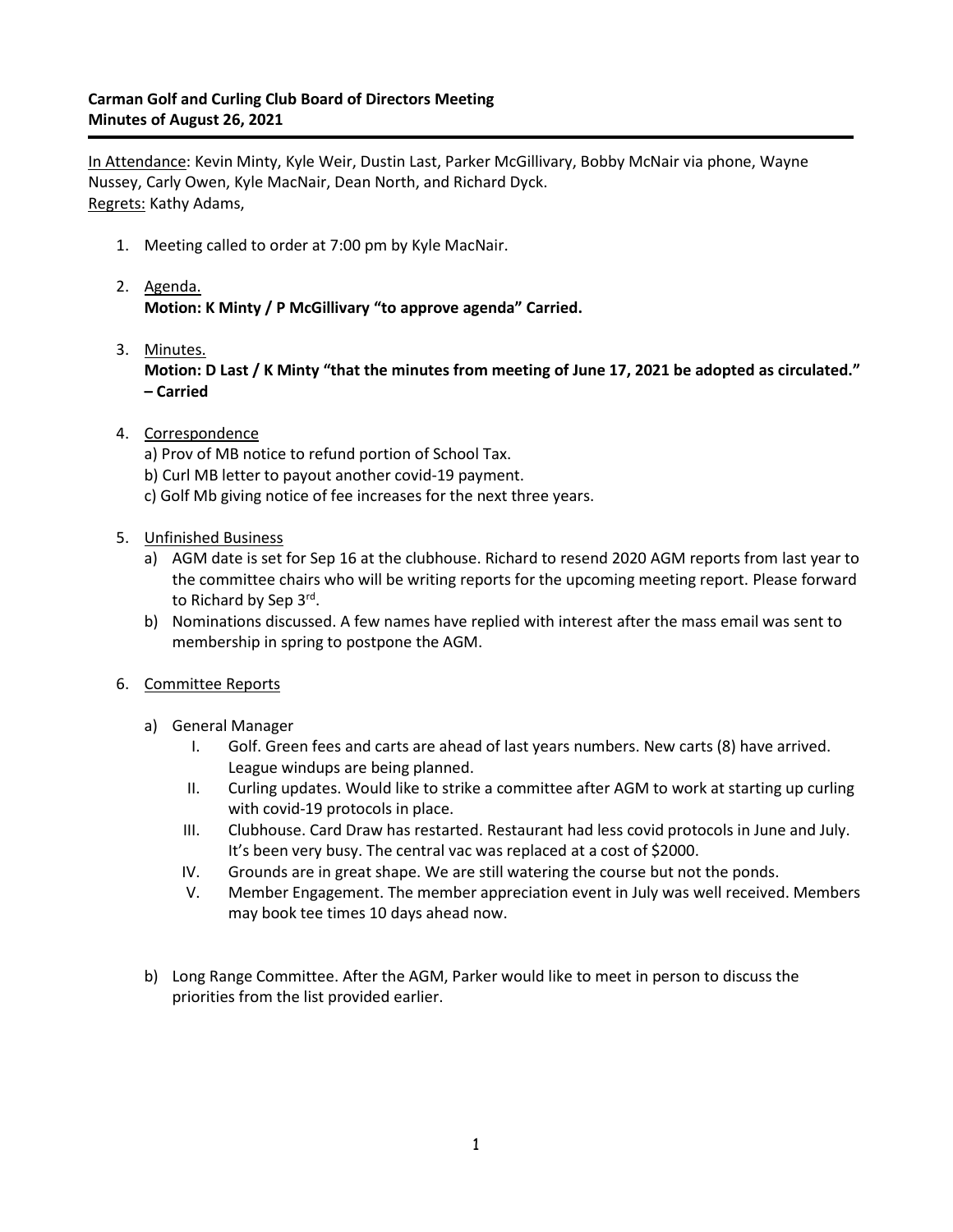**Carman Golf and Curling Club Board of Directors Meeting**
**Minutes of August 26, 2021**

---

In Attendance: Kevin Minty, Kyle Weir, Dustin Last, Parker McGillivary, Bobby McNair via phone, Wayne Nussey, Carly Owen, Kyle MacNair, Dean North, and Richard Dyck.
Regrets: Kathy Adams,

1. Meeting called to order at 7:00 pm by Kyle MacNair.

2. Agenda.
   **Motion: K Minty / P McGillivary "to approve agenda" Carried.**

3. Minutes.
   **Motion: D Last / K Minty "that the minutes from meeting of June 17, 2021 be adopted as circulated." – Carried**

4. Correspondence
   a) Prov of MB notice to refund portion of School Tax.
   b) Curl MB letter to payout another covid-19 payment.
   c) Golf Mb giving notice of fee increases for the next three years.

5. Unfinished Business
   a) AGM date is set for Sep 16 at the clubhouse. Richard to resend 2020 AGM reports from last year to the committee chairs who will be writing reports for the upcoming meeting report. Please forward to Richard by Sep 3rd.
   b) Nominations discussed. A few names have replied with interest after the mass email was sent to membership in spring to postpone the AGM.

6. Committee Reports

   a) General Manager
      I. Golf. Green fees and carts are ahead of last years numbers. New carts (8) have arrived. League windups are being planned.
      II. Curling updates. Would like to strike a committee after AGM to work at starting up curling with covid-19 protocols in place.
      III. Clubhouse. Card Draw has restarted. Restaurant had less covid protocols in June and July. It's been very busy. The central vac was replaced at a cost of $2000.
      IV. Grounds are in great shape. We are still watering the course but not the ponds.
      V. Member Engagement. The member appreciation event in July was well received. Members may book tee times 10 days ahead now.

   b) Long Range Committee. After the AGM, Parker would like to meet in person to discuss the priorities from the list provided earlier.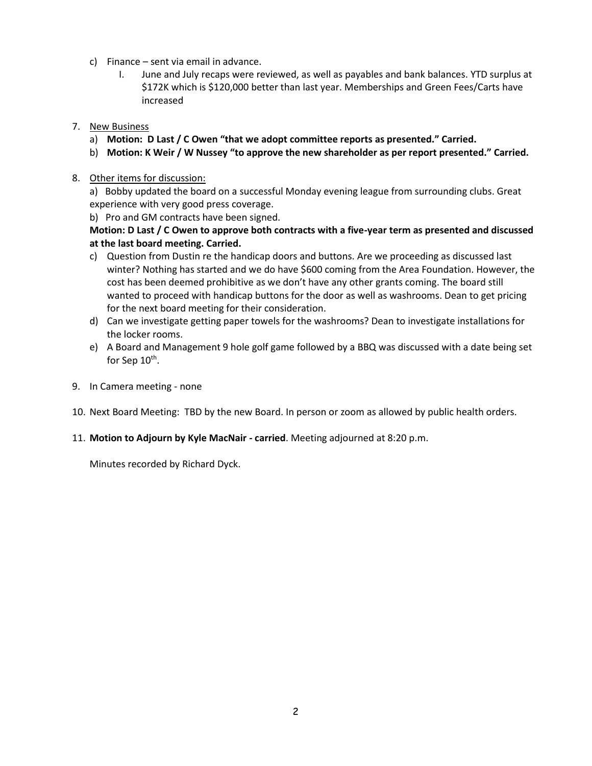c) Finance – sent via email in advance.

   I. June and July recaps were reviewed, as well as payables and bank balances. YTD surplus at $172K which is $120,000 better than last year. Memberships and Green Fees/Carts have increased

7. New Business
   a) **Motion: D Last / C Owen "that we adopt committee reports as presented." Carried.**
   b) **Motion: K Weir / W Nussey "to approve the new shareholder as per report presented." Carried.**

8. Other items for discussion:

   a) Bobby updated the board on a successful Monday evening league from surrounding clubs. Great experience with very good press coverage.

   b) Pro and GM contracts have been signed.

   **Motion: D Last / C Owen to approve both contracts with a five-year term as presented and discussed at the last board meeting. Carried.**

   c) Question from Dustin re the handicap doors and buttons. Are we proceeding as discussed last winter? Nothing has started and we do have $600 coming from the Area Foundation. However, the cost has been deemed prohibitive as we don't have any other grants coming. The board still wanted to proceed with handicap buttons for the door as well as washrooms. Dean to get pricing for the next board meeting for their consideration.

   d) Can we investigate getting paper towels for the washrooms? Dean to investigate installations for the locker rooms.

   e) A Board and Management 9 hole golf game followed by a BBQ was discussed with a date being set for Sep 10th.

9. In Camera meeting - none

10. Next Board Meeting: TBD by the new Board. In person or zoom as allowed by public health orders.

11. **Motion to Adjourn by Kyle MacNair - carried**. Meeting adjourned at 8:20 p.m.

    Minutes recorded by Richard Dyck.